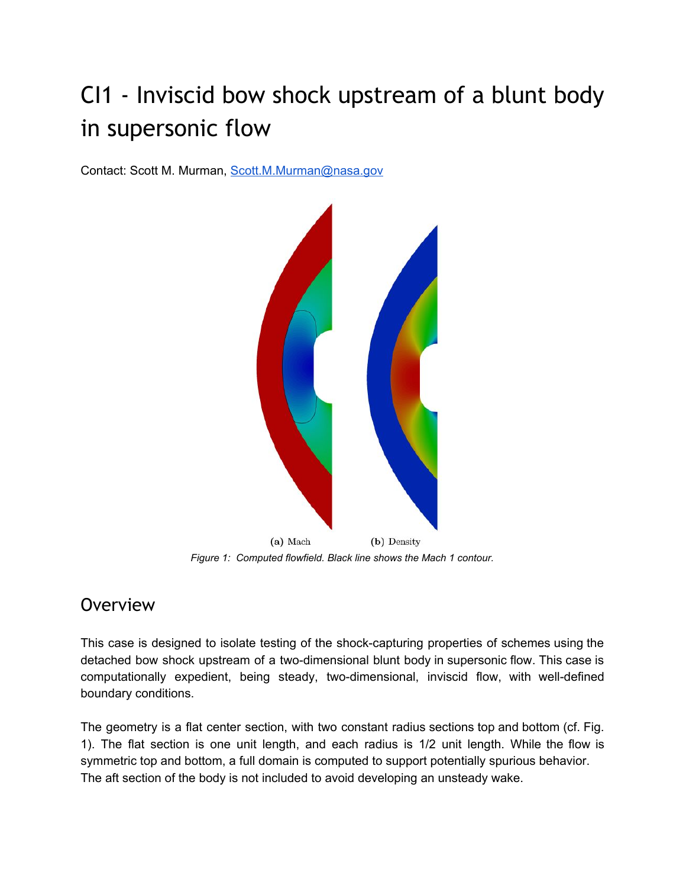# CI1 - Inviscid bow shock upstream of a blunt body in supersonic flow

Contact: Scott M. Murman, [Scott.M.Murman@nasa.gov](mailto:Scott.M.Murman@nasa.gov)

(a) Mach (b) Density

*Figure 1: Computed flowfield. Black line shows the Mach 1 contour.*

## Overview

This case is designed to isolate testing of the shock-capturing properties of schemes using the detached bow shock upstream of a two-dimensional blunt body in supersonic flow. This case is computationally expedient, being steady, two-dimensional, inviscid flow, with well-defined boundary conditions.

The geometry is a flat center section, with two constant radius sections top and bottom (cf. Fig. 1). The flat section is one unit length, and each radius is 1/2 unit length. While the flow is symmetric top and bottom, a full domain is computed to support potentially spurious behavior. The aft section of the body is not included to avoid developing an unsteady wake.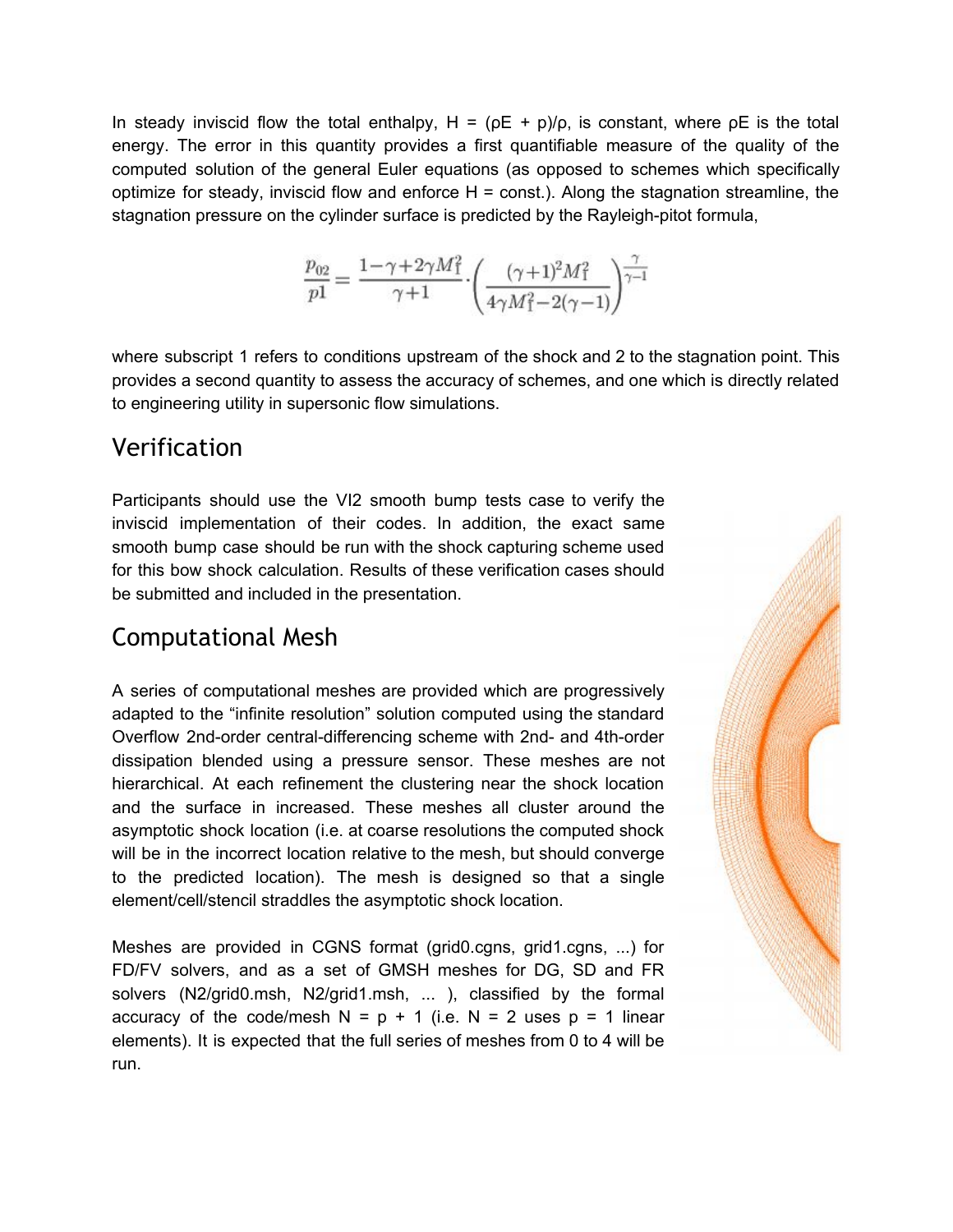In steady inviscid flow the total enthalpy, $H = (\rho E + p)/\rho$, is constant, where $\rho E$ is the total energy. The error in this quantity provides a first quantifiable measure of the quality of the computed solution of the general Euler equations (as opposed to schemes which specifically optimize for steady, inviscid flow and enforce H = const.). Along the stagnation streamline, the stagnation pressure on the cylinder surface is predicted by the Rayleigh-pitot formula,

$$\frac{p_{02}}{p1} = \frac{1-\gamma+2\gamma M_1^2}{\gamma+1} \cdot \left( \frac{(\gamma+1)^2 M_1^2}{4\gamma M_1^2 - 2(\gamma-1)} \right)^{\frac{\gamma}{\gamma-1}}$$

where subscript 1 refers to conditions upstream of the shock and 2 to the stagnation point. This provides a second quantity to assess the accuracy of schemes, and one which is directly related to engineering utility in supersonic flow simulations.

## Verification

Participants should use the VI2 smooth bump tests case to verify the inviscid implementation of their codes. In addition, the exact same smooth bump case should be run with the shock capturing scheme used for this bow shock calculation. Results of these verification cases should be submitted and included in the presentation.

## Computational Mesh

A series of computational meshes are provided which are progressively adapted to the "infinite resolution" solution computed using the standard Overflow 2nd-order central-differencing scheme with 2nd- and 4th-order dissipation blended using a pressure sensor. These meshes are not hierarchical. At each refinement the clustering near the shock location and the surface in increased. These meshes all cluster around the asymptotic shock location (i.e. at coarse resolutions the computed shock will be in the incorrect location relative to the mesh, but should converge to the predicted location). The mesh is designed so that a single element/cell/stencil straddles the asymptotic shock location.

Meshes are provided in CGNS format (grid0.cgns, grid1.cgns, ...) for FD/FV solvers, and as a set of GMSH meshes for DG, SD and FR solvers (N2/grid0.msh, N2/grid1.msh, ... ), classified by the formal accuracy of the code/mesh N = p + 1 (i.e. N = 2 uses p = 1 linear elements). It is expected that the full series of meshes from 0 to 4 will be run.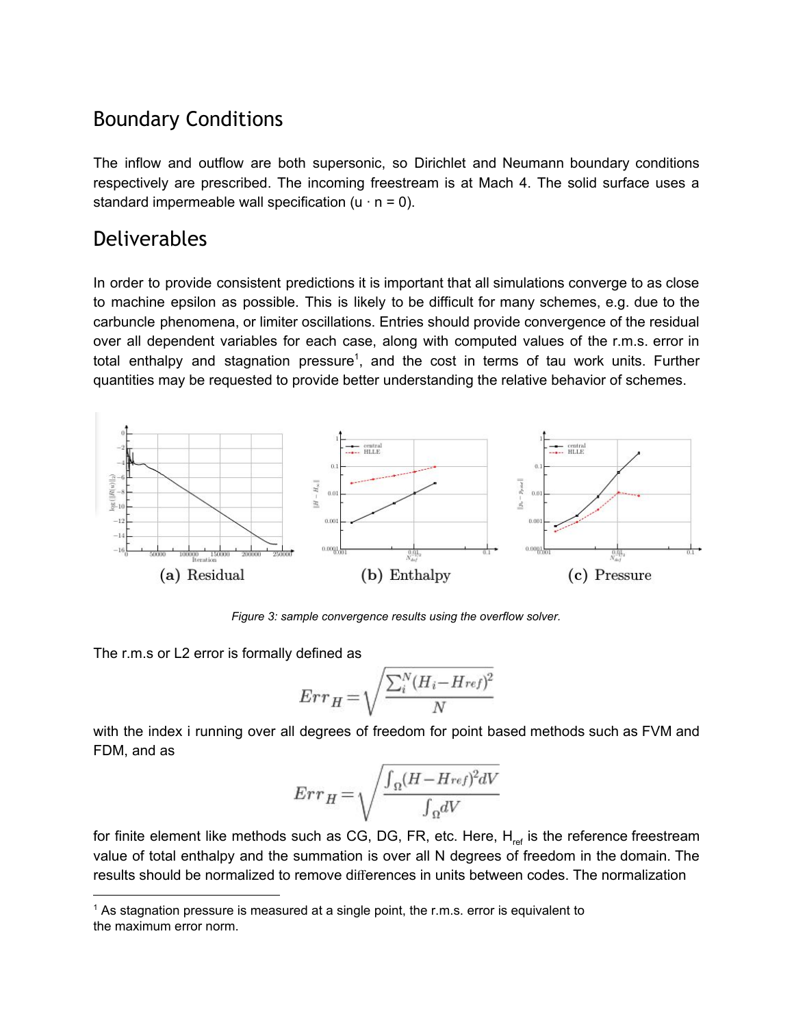## Boundary Conditions

The inflow and outflow are both supersonic, so Dirichlet and Neumann boundary conditions respectively are prescribed. The incoming freestream is at Mach 4. The solid surface uses a standard impermeable wall specification ($u \cdot n = 0$).

## Deliverables

In order to provide consistent predictions it is important that all simulations converge to as close to machine epsilon as possible. This is likely to be difficult for many schemes, e.g. due to the carbuncle phenomena, or limiter oscillations. Entries should provide convergence of the residual over all dependent variables for each case, along with computed values of the r.m.s. error in total enthalpy and stagnation pressure[1], and the cost in terms of tau work units. Further quantities may be requested to provide better understanding the relative behavior of schemes.

(a) Residual (b) Enthalpy (c) Pressure

*Figure 3: sample convergence results using the overflow solver.*

The r.m.s or L2 error is formally defined as

$$Err_H = \sqrt{\frac{\sum_i^N (H_i - H_{ref})^2}{N}}$$

with the index i running over all degrees of freedom for point based methods such as FVM and FDM, and as

$$Err_H = \sqrt{\frac{\int_\Omega (H - H_{ref})^2 dV}{\int_\Omega dV}}$$

for finite element like methods such as CG, DG, FR, etc. Here, $H_{ref}$ is the reference freestream value of total enthalpy and the summation is over all N degrees of freedom in the domain. The results should be normalized to remove differences in units between codes. The normalization

[1] As stagnation pressure is measured at a single point, the r.m.s. error is equivalent to the maximum error norm.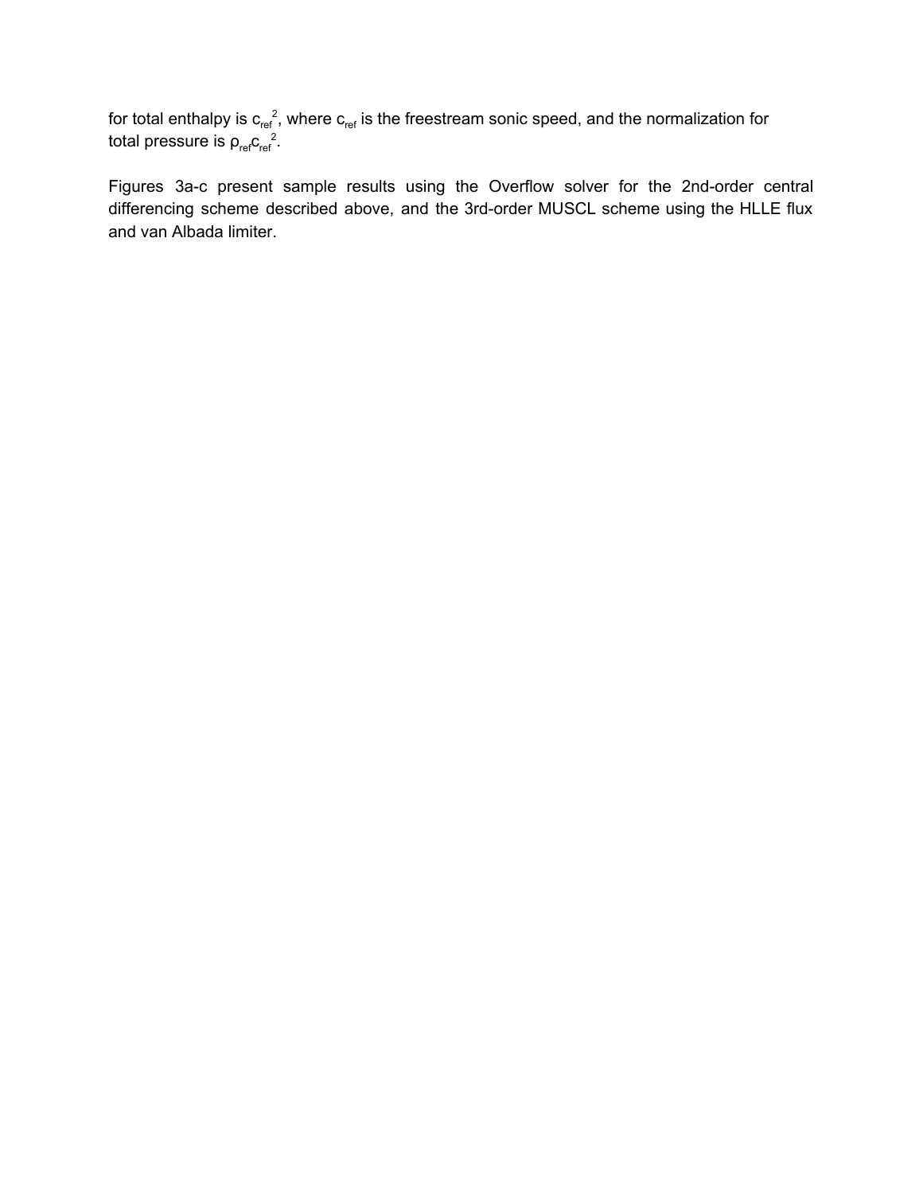for total enthalpy is $c_{ref}^2$, where $c_{ref}$ is the freestream sonic speed, and the normalization for total pressure is $\rho_{ref}c_{ref}^2$.

Figures 3a-c present sample results using the Overflow solver for the 2nd-order central differencing scheme described above, and the 3rd-order MUSCL scheme using the HLLE flux and van Albada limiter.